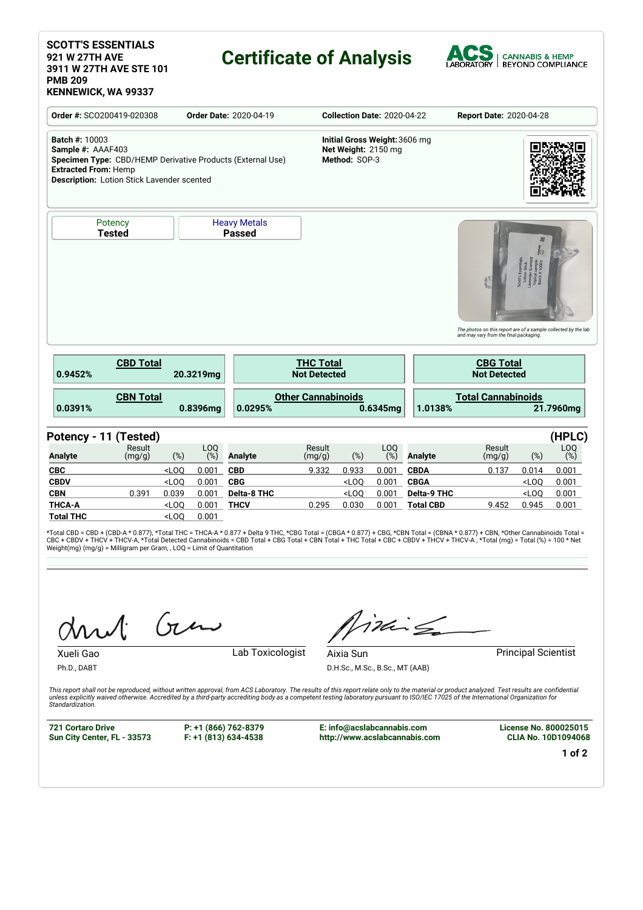**SCOTT'S ESSENTIALS**
**921 W 27TH AVE**
**3911 W 27TH AVE STE 101**
**PMB 209**
**KENNEWICK, WA 99337**

# Certificate of Analysis

ACS LABORATORY | CANNABIS & HEMP BEYOND COMPLIANCE

**Order #:** SCO200419-020308 **Order Date:** 2020-04-19 **Collection Date:** 2020-04-22 **Report Date:** 2020-04-28

**Batch #:** 10003
**Sample #:** AAAF403
**Specimen Type:** CBD/HEMP Derivative Products (External Use)
**Extracted From:** Hemp
**Description:** Lotion Stick Lavender scented

**Initial Gross Weight:** 3606 mg
**Net Weight:** 2150 mg
**Method:** SOP-3

| Potency | Heavy Metals |
|---|---|
| **Tested** | **Passed** |

*The photos on this report are of a sample collected by the lab and may vary from the final packaging.*

| CBD Total | | THC Total | | CBG Total | |
|---|---|---|---|---|---|
| 0.9452% | 20.3219mg | Not Detected | | Not Detected | |
| **CBN Total** | | **Other Cannabinoids** | | **Total Cannabinoids** | |
| 0.0391% | 0.8396mg | 0.0295% | 0.6345mg | 1.0138% | 21.7960mg |

## Potency - 11 (Tested) (HPLC)

| Analyte | Result (mg/g) | (%) | LOQ (%) | Analyte | Result (mg/g) | (%) | LOQ (%) | Analyte | Result (mg/g) | (%) | LOQ (%) |
|---|---|---|---|---|---|---|---|---|---|---|---|
| CBC | | <LOQ | 0.001 | CBD | 9.332 | 0.933 | 0.001 | CBDA | 0.137 | 0.014 | 0.001 |
| CBDV | | <LOQ | 0.001 | CBG | | <LOQ | 0.001 | CBGA | | <LOQ | 0.001 |
| CBN | 0.391 | 0.039 | 0.001 | Delta-8 THC | | <LOQ | 0.001 | Delta-9 THC | | <LOQ | 0.001 |
| THCA-A | | <LOQ | 0.001 | THCV | 0.295 | 0.030 | 0.001 | Total CBD | 9.452 | 0.945 | 0.001 |
| Total THC | | <LOQ | 0.001 | | | | | | | | |

*Total CBD = CBD + (CBD-A * 0.877), *Total THC = THCA-A * 0.877 + Delta 9 THC, *CBG Total = (CBGA * 0.877) + CBG, *CBN Total = (CBNA * 0.877) + CBN, *Other Cannabinoids Total = CBC + CBDV + THCV + THCV-A, *Total Detected Cannabinoids = CBD Total + CBG Total + CBN Total + THC Total + CBC + CBDV + THCV + THCV-A , *Total (mg) = Total (%) ÷ 100 * Net Weight(mg) (mg/g) = Milligram per Gram, , LOQ = Limit of Quantitation

Xueli Gao, Ph.D., DABT — Lab Toxicologist

Aixia Sun, D.H.Sc., M.Sc., B.Sc., MT (AAB) — Principal Scientist

*This report shall not be reproduced, without written approval, from ACS Laboratory. The results of this report relate only to the material or product analyzed. Test results are confidential unless explicitly waived otherwise. Accredited by a third-party accrediting body as a competent testing laboratory pursuant to ISO/IEC 17025 of the International Organization for Standardization.*

**721 Cortaro Drive**
**Sun City Center, FL - 33573**

**P: +1 (866) 762-8379**
**F: +1 (813) 634-4538**

**E: info@acslabcannabis.com**
**http://www.acslabcannabis.com**

**License No. 800025015**
**CLIA No. 10D1094068**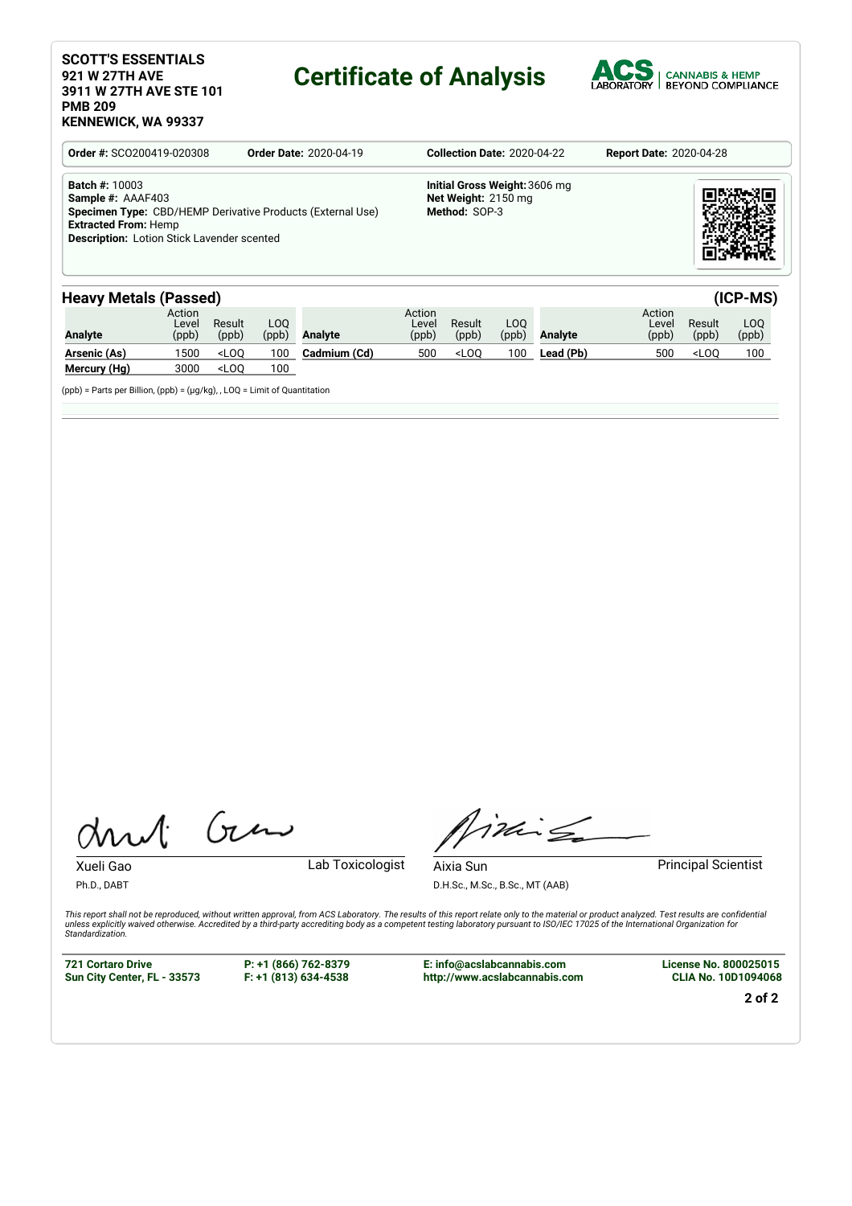**SCOTT'S ESSENTIALS**
**921 W 27TH AVE**
**3911 W 27TH AVE STE 101**
**PMB 209**
**KENNEWICK, WA 99337**

# Certificate of Analysis

ACS LABORATORY | CANNABIS & HEMP BEYOND COMPLIANCE

**Order #:** SCO200419-020308 **Order Date:** 2020-04-19 **Collection Date:** 2020-04-22 **Report Date:** 2020-04-28

**Batch #:** 10003
**Sample #:** AAAF403
**Specimen Type:** CBD/HEMP Derivative Products (External Use)
**Extracted From:** Hemp
**Description:** Lotion Stick Lavender scented

**Initial Gross Weight:** 3606 mg
**Net Weight:** 2150 mg
**Method:** SOP-3

## Heavy Metals (Passed) (ICP-MS)

| Analyte | Action Level (ppb) | Result (ppb) | LOQ (ppb) | Analyte | Action Level (ppb) | Result (ppb) | LOQ (ppb) | Analyte | Action Level (ppb) | Result (ppb) | LOQ (ppb) |
|---|---|---|---|---|---|---|---|---|---|---|---|
| **Arsenic (As)** | 1500 | <LOQ | 100 | **Cadmium (Cd)** | 500 | <LOQ | 100 | **Lead (Pb)** | 500 | <LOQ | 100 |
| **Mercury (Hg)** | 3000 | <LOQ | 100 | | | | | | | | |

(ppb) = Parts per Billion, (ppb) = (µg/kg), , LOQ = Limit of Quantitation

Xueli Gao
Ph.D., DABT
Lab Toxicologist

Aixia Sun
D.H.Sc., M.Sc., B.Sc., MT (AAB)
Principal Scientist

*This report shall not be reproduced, without written approval, from ACS Laboratory. The results of this report relate only to the material or product analyzed. Test results are confidential unless explicitly waived otherwise. Accredited by a third-party accrediting body as a competent testing laboratory pursuant to ISO/IEC 17025 of the International Organization for Standardization.*

**721 Cortaro Drive**
**Sun City Center, FL - 33573**

**P: +1 (866) 762-8379**
**F: +1 (813) 634-4538**

**E: info@acslabcannabis.com**
**http://www.acslabcannabis.com**

**License No. 800025015**
**CLIA No. 10D1094068**